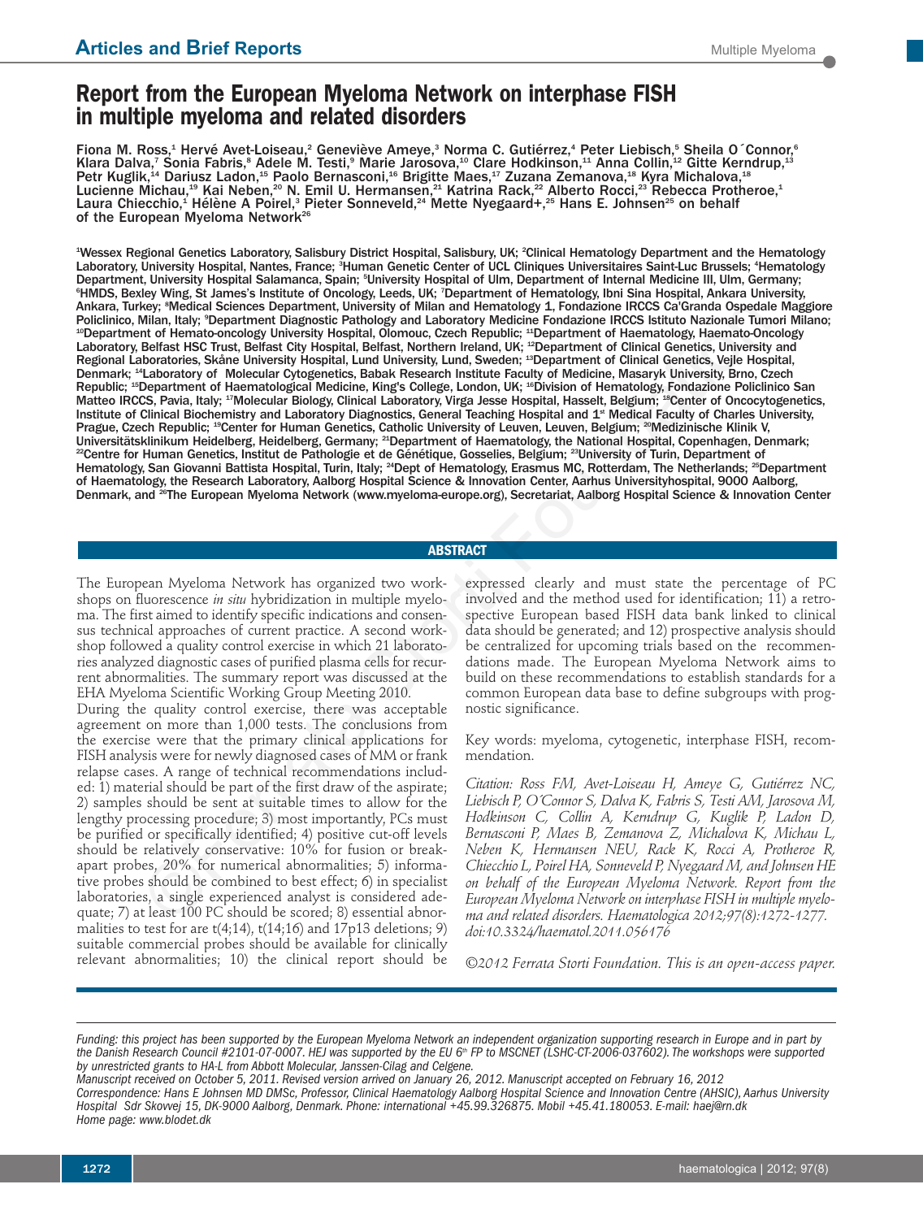# Report from the European Myeloma Network on interphase FISH in multiple myeloma and related disorders

Fiona M. Ross,[1] Hervé Avet-Loiseau,[2] Geneviève Ameye,[3] Norma C. Gutiérrez,[4] Peter Liebisch,[5] Sheila O´Connor,[6] Klara Dalva,[7] Sonia Fabris,[8] Adele M. Testi,[9] Marie Jarosova,[10] Clare Hodkinson,[11] Anna Collin,[12] Gitte Kerndrup,[13] Petr Kuglik,[14] Dariusz Ladon,[15] Paolo Bernasconi,[16] Brigitte Maes,[17] Zuzana Zemanova,[18] Kyra Michalova,[18] Lucienne Michau,[19] Kai Neben,[20] N. Emil U. Hermansen,[21] Katrina Rack,[22] Alberto Rocci,[23] Rebecca Protheroe,[1] Laura Chiecchio,[1] Hélène A Poirel,[3] Pieter Sonneveld,[24] Mette Nyegaard+,[25] Hans E. Johnsen[25] on behalf of the European Myeloma Network[26]

[1]Wessex Regional Genetics Laboratory, Salisbury District Hospital, Salisbury, UK; [2]Clinical Hematology Department and the Hematology Laboratory, University Hospital, Nantes, France; [3]Human Genetic Center of UCL Cliniques Universitaires Saint-Luc Brussels; [4]Hematology Department, University Hospital Salamanca, Spain; [5]University Hospital of Ulm, Department of Internal Medicine III, Ulm, Germany; [6]HMDS, Bexley Wing, St James's Institute of Oncology, Leeds, UK; [7]Department of Hematology, Ibni Sina Hospital, Ankara University, Ankara, Turkey; [8]Medical Sciences Department, University of Milan and Hematology 1, Fondazione IRCCS Ca'Granda Ospedale Maggiore Policlinico, Milan, Italy; [9]Department Diagnostic Pathology and Laboratory Medicine Fondazione IRCCS Istituto Nazionale Tumori Milano; [10]Department of Hemato-oncology University Hospital, Olomouc, Czech Republic; [11]Department of Haematology, Haemato-Oncology Laboratory, Belfast HSC Trust, Belfast City Hospital, Belfast, Northern Ireland, UK; [12]Department of Clinical Genetics, University and Regional Laboratories, Skåne University Hospital, Lund University, Lund, Sweden; [13]Department of Clinical Genetics, Vejle Hospital, Denmark; [14]Laboratory of Molecular Cytogenetics, Babak Research Institute Faculty of Medicine, Masaryk University, Brno, Czech Republic; [15]Department of Haematological Medicine, King's College, London, UK; [16]Division of Hematology, Fondazione Policlinico San Matteo IRCCS, Pavia, Italy; [17]Molecular Biology, Clinical Laboratory, Virga Jesse Hospital, Hasselt, Belgium; [18]Center of Oncocytogenetics, Institute of Clinical Biochemistry and Laboratory Diagnostics, General Teaching Hospital and 1[st] Medical Faculty of Charles University, Prague, Czech Republic; [19]Center for Human Genetics, Catholic University of Leuven, Leuven, Belgium; [20]Medizinische Klinik V, Universitätsklinikum Heidelberg, Heidelberg, Germany; [21]Department of Haematology, the National Hospital, Copenhagen, Denmark; [22]Centre for Human Genetics, Institut de Pathologie et de Génétique, Gosselies, Belgium; [23]University of Turin, Department of Hematology, San Giovanni Battista Hospital, Turin, Italy; [24]Dept of Hematology, Erasmus MC, Rotterdam, The Netherlands; [25]Department of Haematology, the Research Laboratory, Aalborg Hospital Science & Innovation Center, Aarhus Universityhospital, 9000 Aalborg, Denmark, and [26]The European Myeloma Network (www.myeloma-europe.org), Secretariat, Aalborg Hospital Science & Innovation Center

## ABSTRACT

The European Myeloma Network has organized two workshops on fluorescence *in situ* hybridization in multiple myeloma. The first aimed to identify specific indications and consensus technical approaches of current practice. A second workshop followed a quality control exercise in which 21 laboratories analyzed diagnostic cases of purified plasma cells for recurrent abnormalities. The summary report was discussed at the EHA Myeloma Scientific Working Group Meeting 2010.

During the quality control exercise, there was acceptable agreement on more than 1,000 tests. The conclusions from the exercise were that the primary clinical applications for FISH analysis were for newly diagnosed cases of MM or frank relapse cases. A range of technical recommendations included: 1) material should be part of the first draw of the aspirate; 2) samples should be sent at suitable times to allow for the lengthy processing procedure; 3) most importantly, PCs must be purified or specifically identified; 4) positive cut-off levels should be relatively conservative: 10% for fusion or break-apart probes, 20% for numerical abnormalities; 5) informative probes should be combined to best effect; 6) in specialist laboratories, a single experienced analyst is considered adequate; 7) at least 100 PC should be scored; 8) essential abnormalities to test for are t(4;14), t(14;16) and 17p13 deletions; 9) suitable commercial probes should be available for clinically relevant abnormalities; 10) the clinical report should be expressed clearly and must state the percentage of PC involved and the method used for identification; 11) a retrospective European based FISH data bank linked to clinical data should be generated; and 12) prospective analysis should be centralized for upcoming trials based on the recommendations made. The European Myeloma Network aims to build on these recommendations to establish standards for a common European data base to define subgroups with prognostic significance.

Key words: myeloma, cytogenetic, interphase FISH, recommendation.

*Citation: Ross FM, Avet-Loiseau H, Ameye G, Gutiérrez NC, Liebisch P, O'Connor S, Dalva K, Fabris S, Testi AM, Jarosova M, Hodkinson C, Collin A, Kerndrup G, Kuglik P, Ladon D, Bernasconi P, Maes B, Zemanova Z, Michalova K, Michau L, Neben K, Hermansen NEU, Rack K, Rocci A, Protheroe R, Chiecchio L, Poirel HA, Sonneveld P, Nyegaard M, and Johnsen HE on behalf of the European Myeloma Network. Report from the European Myeloma Network on interphase FISH in multiple myeloma and related disorders. Haematologica 2012;97(8):1272-1277. doi:10.3324/haematol.2011.056176*

*©2012 Ferrata Storti Foundation. This is an open-access paper.*

---

*Funding: this project has been supported by the European Myeloma Network an independent organization supporting research in Europe and in part by the Danish Research Council #2101-07-0007. HEJ was supported by the EU 6th FP to MSCNET (LSHC-CT-2006-037602). The workshops were supported by unrestricted grants to HA-L from Abbott Molecular, Janssen-Cilag and Celgene.*

*Manuscript received on October 5, 2011. Revised version arrived on January 26, 2012. Manuscript accepted on February 16, 2012*

*Correspondence: Hans E Johnsen MD DMSc, Professor, Clinical Haematology Aalborg Hospital Science and Innovation Centre (AHSIC), Aarhus University Hospital Sdr Skovvej 15, DK-9000 Aalborg, Denmark. Phone: international +45.99.326875. Mobil +45.41.180053. E-mail: haej@rn.dk*

*Home page: www.blodet.dk*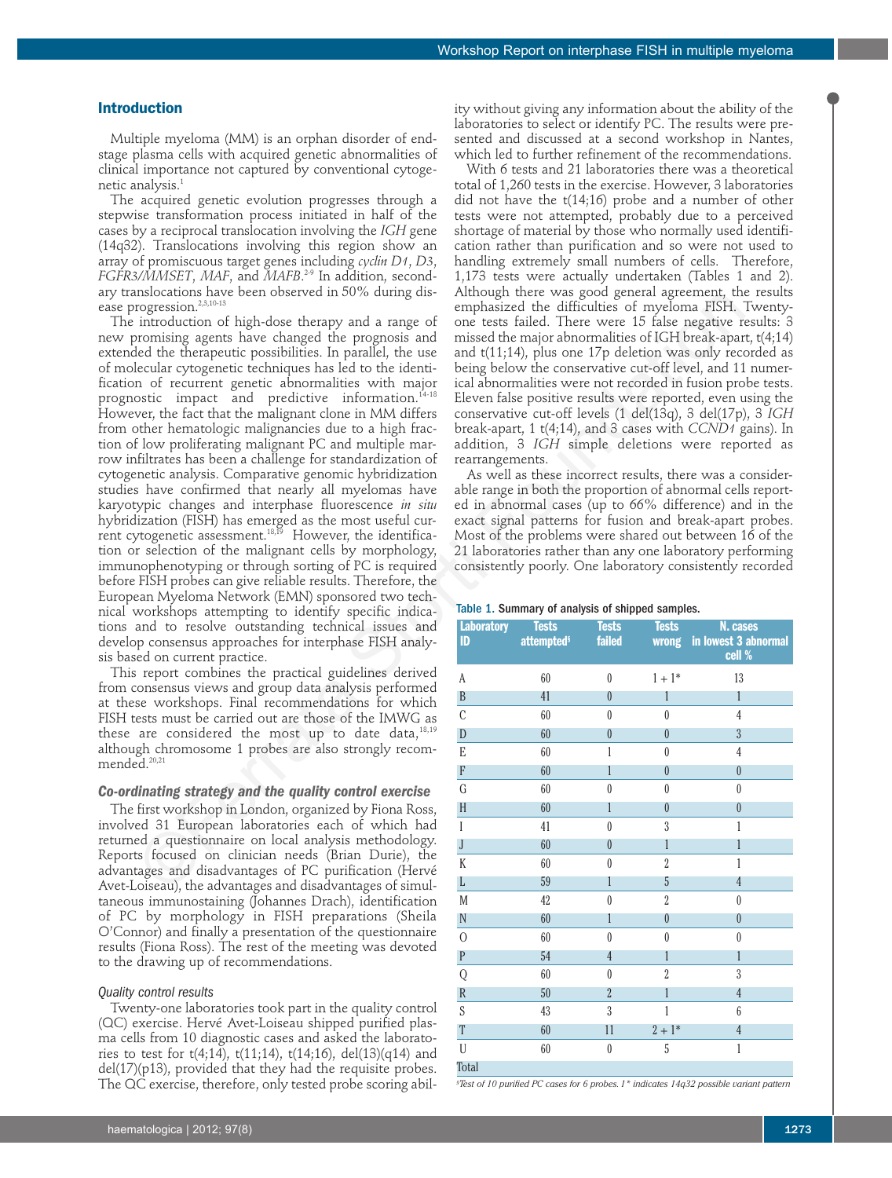## Introduction

Multiple myeloma (MM) is an orphan disorder of end-stage plasma cells with acquired genetic abnormalities of clinical importance not captured by conventional cytogenetic analysis.[1]

The acquired genetic evolution progresses through a stepwise transformation process initiated in half of the cases by a reciprocal translocation involving the *IGH* gene (14q32). Translocations involving this region show an array of promiscuous target genes including *cyclin D1, D3, FGFR3/MMSET, MAF,* and *MAFB*.[2-9] In addition, secondary translocations have been observed in 50% during disease progression.[2,3,10-13]

The introduction of high-dose therapy and a range of new promising agents have changed the prognosis and extended the therapeutic possibilities. In parallel, the use of molecular cytogenetic techniques has led to the identification of recurrent genetic abnormalities with major prognostic impact and predictive information.[14-18] However, the fact that the malignant clone in MM differs from other hematologic malignancies due to a high fraction of low proliferating malignant PC and multiple marrow infiltrates has been a challenge for standardization of cytogenetic analysis. Comparative genomic hybridization studies have confirmed that nearly all myelomas have karyotypic changes and interphase fluorescence *in situ* hybridization (FISH) has emerged as the most useful current cytogenetic assessment.[18,19] However, the identification or selection of the malignant cells by morphology, immunophenotyping or through sorting of PC is required before FISH probes can give reliable results. Therefore, the European Myeloma Network (EMN) sponsored two technical workshops attempting to identify specific indications and to resolve outstanding technical issues and develop consensus approaches for interphase FISH analysis based on current practice.

This report combines the practical guidelines derived from consensus views and group data analysis performed at these workshops. Final recommendations for which FISH tests must be carried out are those of the IMWG as these are considered the most up to date data,[18,19] although chromosome 1 probes are also strongly recommended.[20,21]

### Co-ordinating strategy and the quality control exercise

The first workshop in London, organized by Fiona Ross, involved 31 European laboratories each of which had returned a questionnaire on local analysis methodology. Reports focused on clinician needs (Brian Durie), the advantages and disadvantages of PC purification (Hervé Avet-Loiseau), the advantages and disadvantages of simultaneous immunostaining (Johannes Drach), identification of PC by morphology in FISH preparations (Sheila O'Connor) and finally a presentation of the questionnaire results (Fiona Ross). The rest of the meeting was devoted to the drawing up of recommendations.

#### *Quality control results*

Twenty-one laboratories took part in the quality control (QC) exercise. Hervé Avet-Loiseau shipped purified plasma cells from 10 diagnostic cases and asked the laboratories to test for t(4;14), t(11;14), t(14;16), del(13)(q14) and del(17)(p13), provided that they had the requisite probes. The QC exercise, therefore, only tested probe scoring ability without giving any information about the ability of the laboratories to select or identify PC. The results were presented and discussed at a second workshop in Nantes, which led to further refinement of the recommendations.

With 6 tests and 21 laboratories there was a theoretical total of 1,260 tests in the exercise. However, 3 laboratories did not have the t(14;16) probe and a number of other tests were not attempted, probably due to a perceived shortage of material by those who normally used identification rather than purification and so were not used to handling extremely small numbers of cells. Therefore, 1,173 tests were actually undertaken (Tables 1 and 2). Although there was good general agreement, the results emphasized the difficulties of myeloma FISH. Twenty-one tests failed. There were 15 false negative results: 3 missed the major abnormalities of IGH break-apart, t(4;14) and t(11;14), plus one 17p deletion was only recorded as being below the conservative cut-off level, and 11 numerical abnormalities were not recorded in fusion probe tests. Eleven false positive results were reported, even using the conservative cut-off levels (1 del(13q), 3 del(17p), 3 *IGH* break-apart, 1 t(4;14), and 3 cases with *CCND1* gains). In addition, 3 *IGH* simple deletions were reported as rearrangements.

As well as these incorrect results, there was a considerable range in both the proportion of abnormal cells reported in abnormal cases (up to 66% difference) and in the exact signal patterns for fusion and break-apart probes. Most of the problems were shared out between 16 of the 21 laboratories rather than any one laboratory performing consistently poorly. One laboratory consistently recorded

**Table 1.** Summary of analysis of shipped samples.

| Laboratory ID | Tests attempted§ | Tests failed | Tests wrong | N. cases in lowest 3 abnormal cell % |
|---|---|---|---|---|
| A | 60 | 0 | 1 + 1* | 13 |
| B | 41 | 0 | 1 | 1 |
| C | 60 | 0 | 0 | 4 |
| D | 60 | 0 | 0 | 3 |
| E | 60 | 1 | 0 | 4 |
| F | 60 | 1 | 0 | 0 |
| G | 60 | 0 | 0 | 0 |
| H | 60 | 1 | 0 | 0 |
| I | 41 | 0 | 3 | 1 |
| J | 60 | 0 | 1 | 1 |
| K | 60 | 0 | 2 | 1 |
| L | 59 | 1 | 5 | 4 |
| M | 42 | 0 | 2 | 0 |
| N | 60 | 1 | 0 | 0 |
| O | 60 | 0 | 0 | 0 |
| P | 54 | 4 | 1 | 1 |
| Q | 60 | 0 | 2 | 3 |
| R | 50 | 2 | 1 | 4 |
| S | 43 | 3 | 1 | 6 |
| T | 60 | 11 | 2 + 1* | 4 |
| U | 60 | 0 | 5 | 1 |
| Total | | | | |

§Test of 10 purified PC cases for 6 probes. 1* indicates 14q32 possible variant pattern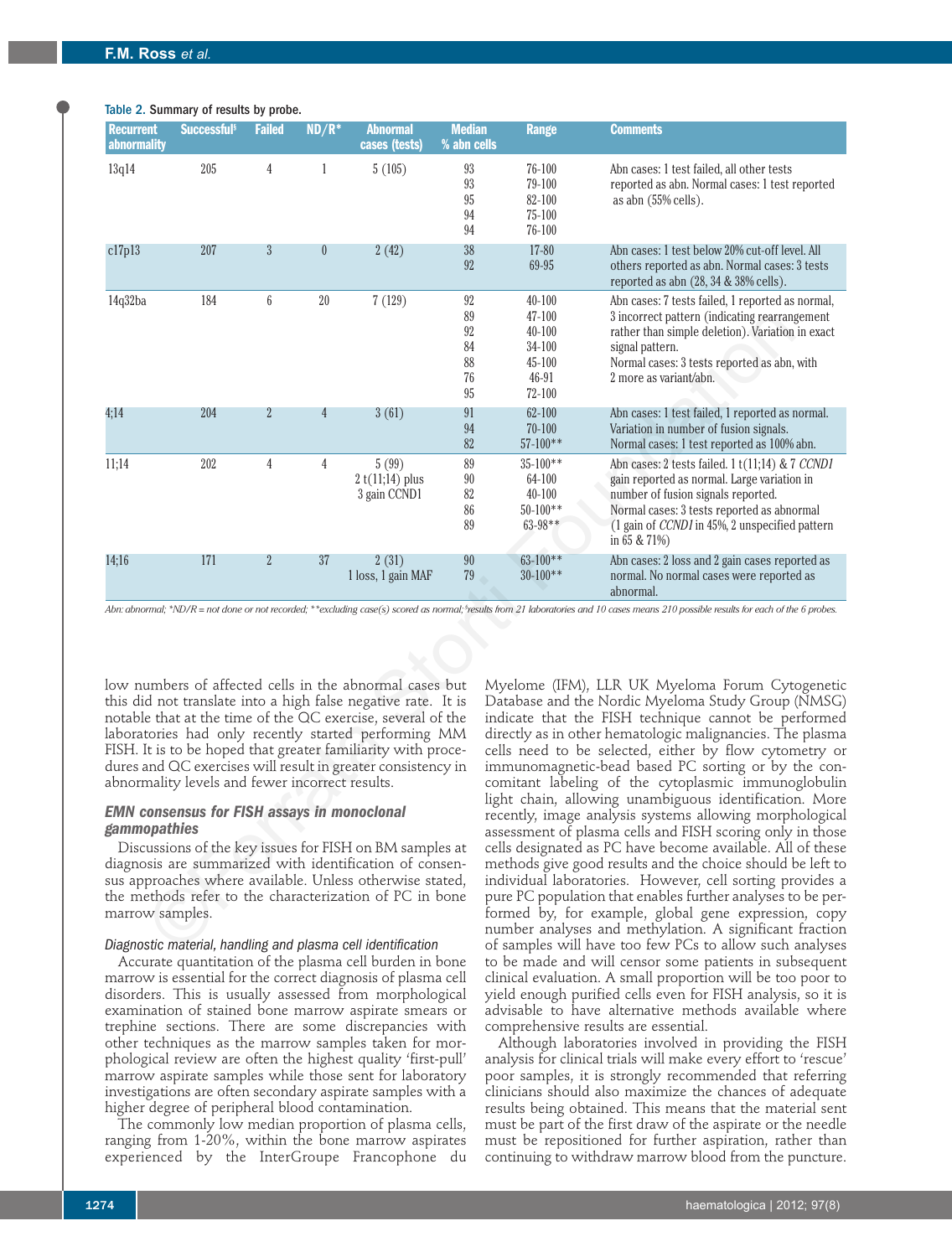Table 2. Summary of results by probe.

| Recurrent abnormality | Successful[§] | Failed | ND/R* | Abnormal cases (tests) | Median % abn cells | Range | Comments |
|---|---|---|---|---|---|---|---|
| 13q14 | 205 | 4 | 1 | 5 (105) | 93<br>93<br>95<br>94<br>94 | 76-100<br>79-100<br>82-100<br>75-100<br>76-100 | Abn cases: 1 test failed, all other tests reported as abn. Normal cases: 1 test reported as abn (55% cells). |
| c17p13 | 207 | 3 | 0 | 2 (42) | 38<br>92 | 17-80<br>69-95 | Abn cases: 1 test below 20% cut-off level. All others reported as abn. Normal cases: 3 tests reported as abn (28, 34 & 38% cells). |
| 14q32ba | 184 | 6 | 20 | 7 (129) | 92<br>89<br>92<br>84<br>88<br>76<br>95 | 40-100<br>47-100<br>40-100<br>34-100<br>45-100<br>46-91<br>72-100 | Abn cases: 7 tests failed, 1 reported as normal, 3 incorrect pattern (indicating rearrangement rather than simple deletion). Variation in exact signal pattern.<br>Normal cases: 3 tests reported as abn, with 2 more as variant/abn. |
| 4;14 | 204 | 2 | 4 | 3 (61) | 91<br>94<br>82 | 62-100<br>70-100<br>57-100** | Abn cases: 1 test failed, 1 reported as normal. Variation in number of fusion signals.<br>Normal cases: 1 test reported as 100% abn. |
| 11;14 | 202 | 4 | 4 | 5 (99)<br>2 t(11;14) plus<br>3 gain CCND1 | 89<br>90<br>82<br>86<br>89 | 35-100**<br>64-100<br>40-100<br>50-100**<br>63-98** | Abn cases: 2 tests failed. 1 t(11;14) & 7 *CCND1* gain reported as normal. Large variation in number of fusion signals reported.<br>Normal cases: 3 tests reported as abnormal (1 gain of *CCND1* in 45%, 2 unspecified pattern in 65 & 71%) |
| 14;16 | 171 | 2 | 37 | 2 (31)<br>1 loss, 1 gain MAF | 90<br>79 | 63-100**<br>30-100** | Abn cases: 2 loss and 2 gain cases reported as normal. No normal cases were reported as abnormal. |

*Abn: abnormal; *ND/R = not done or not recorded; **excluding case(s) scored as normal; [§]results from 21 laboratories and 10 cases means 210 possible results for each of the 6 probes.*

low numbers of affected cells in the abnormal cases but this did not translate into a high false negative rate. It is notable that at the time of the QC exercise, several of the laboratories had only recently started performing MM FISH. It is to be hoped that greater familiarity with procedures and QC exercises will result in greater consistency in abnormality levels and fewer incorrect results.

### EMN consensus for FISH assays in monoclonal gammopathies

Discussions of the key issues for FISH on BM samples at diagnosis are summarized with identification of consensus approaches where available. Unless otherwise stated, the methods refer to the characterization of PC in bone marrow samples.

#### Diagnostic material, handling and plasma cell identification

Accurate quantitation of the plasma cell burden in bone marrow is essential for the correct diagnosis of plasma cell disorders. This is usually assessed from morphological examination of stained bone marrow aspirate smears or trephine sections. There are some discrepancies with other techniques as the marrow samples taken for morphological review are often the highest quality 'first-pull' marrow aspirate samples while those sent for laboratory investigations are often secondary aspirate samples with a higher degree of peripheral blood contamination.

The commonly low median proportion of plasma cells, ranging from 1-20%, within the bone marrow aspirates experienced by the InterGroupe Francophone du Myelome (IFM), LLR UK Myeloma Forum Cytogenetic Database and the Nordic Myeloma Study Group (NMSG) indicate that the FISH technique cannot be performed directly as in other hematologic malignancies. The plasma cells need to be selected, either by flow cytometry or immunomagnetic-bead based PC sorting or by the concomitant labeling of the cytoplasmic immunoglobulin light chain, allowing unambiguous identification. More recently, image analysis systems allowing morphological assessment of plasma cells and FISH scoring only in those cells designated as PC have become available. All of these methods give good results and the choice should be left to individual laboratories. However, cell sorting provides a pure PC population that enables further analyses to be performed by, for example, global gene expression, copy number analyses and methylation. A significant fraction of samples will have too few PCs to allow such analyses to be made and will censor some patients in subsequent clinical evaluation. A small proportion will be too poor to yield enough purified cells even for FISH analysis, so it is advisable to have alternative methods available where comprehensive results are essential.

Although laboratories involved in providing the FISH analysis for clinical trials will make every effort to 'rescue' poor samples, it is strongly recommended that referring clinicians should also maximize the chances of adequate results being obtained. This means that the material sent must be part of the first draw of the aspirate or the needle must be repositioned for further aspiration, rather than continuing to withdraw marrow blood from the puncture.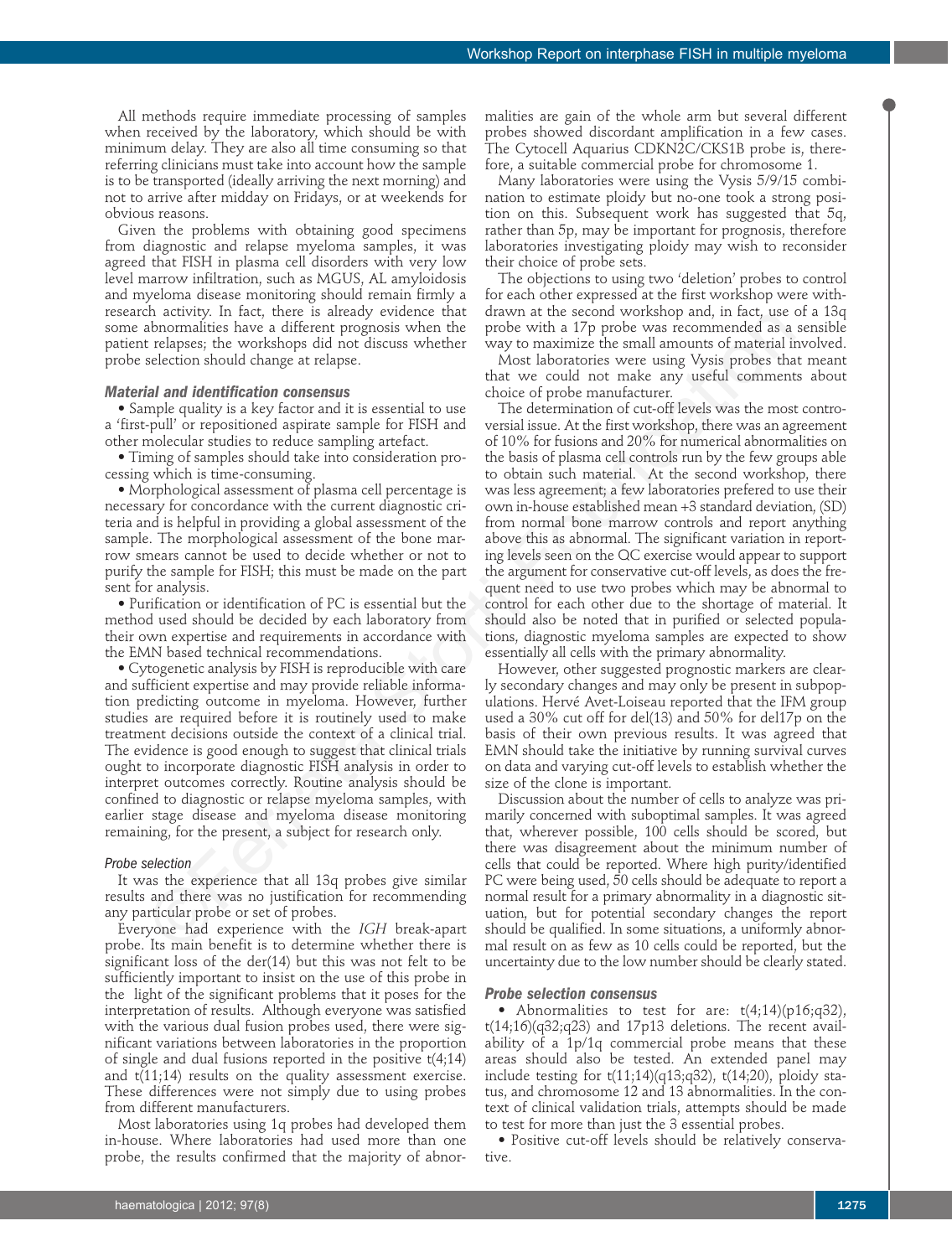All methods require immediate processing of samples when received by the laboratory, which should be with minimum delay. They are also all time consuming so that referring clinicians must take into account how the sample is to be transported (ideally arriving the next morning) and not to arrive after midday on Fridays, or at weekends for obvious reasons.

Given the problems with obtaining good specimens from diagnostic and relapse myeloma samples, it was agreed that FISH in plasma cell disorders with very low level marrow infiltration, such as MGUS, AL amyloidosis and myeloma disease monitoring should remain firmly a research activity. In fact, there is already evidence that some abnormalities have a different prognosis when the patient relapses; the workshops did not discuss whether probe selection should change at relapse.

### Material and identification consensus

- Sample quality is a key factor and it is essential to use a 'first-pull' or repositioned aspirate sample for FISH and other molecular studies to reduce sampling artefact.
- Timing of samples should take into consideration processing which is time-consuming.
- Morphological assessment of plasma cell percentage is necessary for concordance with the current diagnostic criteria and is helpful in providing a global assessment of the sample. The morphological assessment of the bone marrow smears cannot be used to decide whether or not to purify the sample for FISH; this must be made on the part sent for analysis.
- Purification or identification of PC is essential but the method used should be decided by each laboratory from their own expertise and requirements in accordance with the EMN based technical recommendations.
- Cytogenetic analysis by FISH is reproducible with care and sufficient expertise and may provide reliable information predicting outcome in myeloma. However, further studies are required before it is routinely used to make treatment decisions outside the context of a clinical trial. The evidence is good enough to suggest that clinical trials ought to incorporate diagnostic FISH analysis in order to interpret outcomes correctly. Routine analysis should be confined to diagnostic or relapse myeloma samples, with earlier stage disease and myeloma disease monitoring remaining, for the present, a subject for research only.

### Probe selection

It was the experience that all 13q probes give similar results and there was no justification for recommending any particular probe or set of probes.

Everyone had experience with the *IGH* break-apart probe. Its main benefit is to determine whether there is significant loss of the der(14) but this was not felt to be sufficiently important to insist on the use of this probe in the light of the significant problems that it poses for the interpretation of results. Although everyone was satisfied with the various dual fusion probes used, there were significant variations between laboratories in the proportion of single and dual fusions reported in the positive t(4;14) and t(11;14) results on the quality assessment exercise. These differences were not simply due to using probes from different manufacturers.

Most laboratories using 1q probes had developed them in-house. Where laboratories had used more than one probe, the results confirmed that the majority of abnormalities are gain of the whole arm but several different probes showed discordant amplification in a few cases. The Cytocell Aquarius CDKN2C/CKS1B probe is, therefore, a suitable commercial probe for chromosome 1.

Many laboratories were using the Vysis 5/9/15 combination to estimate ploidy but no-one took a strong position on this. Subsequent work has suggested that 5q, rather than 5p, may be important for prognosis, therefore laboratories investigating ploidy may wish to reconsider their choice of probe sets.

The objections to using two 'deletion' probes to control for each other expressed at the first workshop were withdrawn at the second workshop and, in fact, use of a 13q probe with a 17p probe was recommended as a sensible way to maximize the small amounts of material involved.

Most laboratories were using Vysis probes that meant that we could not make any useful comments about choice of probe manufacturer.

The determination of cut-off levels was the most controversial issue. At the first workshop, there was an agreement of 10% for fusions and 20% for numerical abnormalities on the basis of plasma cell controls run by the few groups able to obtain such material. At the second workshop, there was less agreement; a few laboratories prefered to use their own in-house established mean +3 standard deviation, (SD) from normal bone marrow controls and report anything above this as abnormal. The significant variation in reporting levels seen on the QC exercise would appear to support the argument for conservative cut-off levels, as does the frequent need to use two probes which may be abnormal to control for each other due to the shortage of material. It should also be noted that in purified or selected populations, diagnostic myeloma samples are expected to show essentially all cells with the primary abnormality.

However, other suggested prognostic markers are clearly secondary changes and may only be present in subpopulations. Hervé Avet-Loiseau reported that the IFM group used a 30% cut off for del(13) and 50% for del17p on the basis of their own previous results. It was agreed that EMN should take the initiative by running survival curves on data and varying cut-off levels to establish whether the size of the clone is important.

Discussion about the number of cells to analyze was primarily concerned with suboptimal samples. It was agreed that, wherever possible, 100 cells should be scored, but there was disagreement about the minimum number of cells that could be reported. Where high purity/identified PC were being used, 50 cells should be adequate to report a normal result for a primary abnormality in a diagnostic situation, but for potential secondary changes the report should be qualified. In some situations, a uniformly abnormal result on as few as 10 cells could be reported, but the uncertainty due to the low number should be clearly stated.

### Probe selection consensus

- Abnormalities to test for are: t(4;14)(p16;q32), t(14;16)(q32;q23) and 17p13 deletions. The recent availability of a 1p/1q commercial probe means that these areas should also be tested. An extended panel may include testing for t(11;14)(q13;q32), t(14;20), ploidy status, and chromosome 12 and 13 abnormalities. In the context of clinical validation trials, attempts should be made to test for more than just the 3 essential probes.
- Positive cut-off levels should be relatively conservative.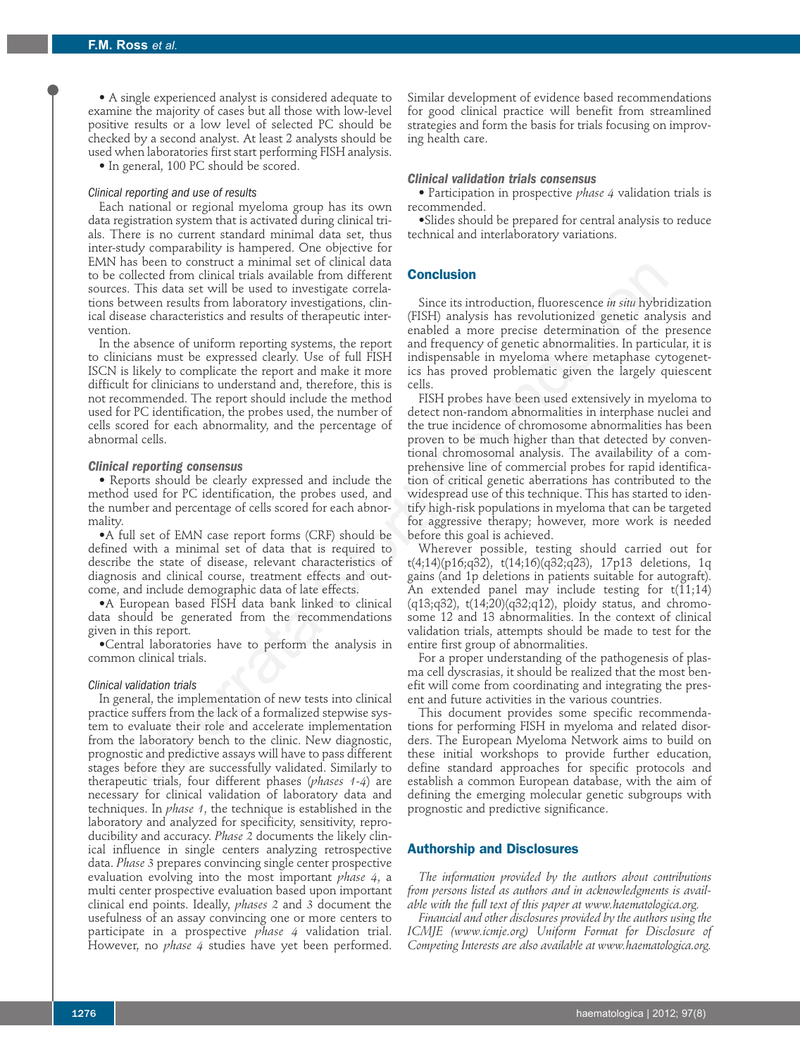- A single experienced analyst is considered adequate to examine the majority of cases but all those with low-level positive results or a low level of selected PC should be checked by a second analyst. At least 2 analysts should be used when laboratories first start performing FISH analysis.
- In general, 100 PC should be scored.

### Clinical reporting and use of results

Each national or regional myeloma group has its own data registration system that is activated during clinical trials. There is no current standard minimal data set, thus inter-study comparability is hampered. One objective for EMN has been to construct a minimal set of clinical data to be collected from clinical trials available from different sources. This data set will be used to investigate correlations between results from laboratory investigations, clinical disease characteristics and results of therapeutic intervention.

In the absence of uniform reporting systems, the report to clinicians must be expressed clearly. Use of full FISH ISCN is likely to complicate the report and make it more difficult for clinicians to understand and, therefore, this is not recommended. The report should include the method used for PC identification, the probes used, the number of cells scored for each abnormality, and the percentage of abnormal cells.

### *Clinical reporting consensus*

- Reports should be clearly expressed and include the method used for PC identification, the probes used, and the number and percentage of cells scored for each abnormality.
- A full set of EMN case report forms (CRF) should be defined with a minimal set of data that is required to describe the state of disease, relevant characteristics of diagnosis and clinical course, treatment effects and outcome, and include demographic data of late effects.
- A European based FISH data bank linked to clinical data should be generated from the recommendations given in this report.
- Central laboratories have to perform the analysis in common clinical trials.

### Clinical validation trials

In general, the implementation of new tests into clinical practice suffers from the lack of a formalized stepwise system to evaluate their role and accelerate implementation from the laboratory bench to the clinic. New diagnostic, prognostic and predictive assays will have to pass different stages before they are successfully validated. Similarly to therapeutic trials, four different phases (*phases 1-4*) are necessary for clinical validation of laboratory data and techniques. In *phase 1*, the technique is established in the laboratory and analyzed for specificity, sensitivity, reproducibility and accuracy. *Phase 2* documents the likely clinical influence in single centers analyzing retrospective data. *Phase 3* prepares convincing single center prospective evaluation evolving into the most important *phase 4*, a multi center prospective evaluation based upon important clinical end points. Ideally, *phases 2* and *3* document the usefulness of an assay convincing one or more centers to participate in a prospective *phase 4* validation trial. However, no *phase 4* studies have yet been performed. Similar development of evidence based recommendations for good clinical practice will benefit from streamlined strategies and form the basis for trials focusing on improving health care.

### *Clinical validation trials consensus*

- Participation in prospective *phase 4* validation trials is recommended.
- Slides should be prepared for central analysis to reduce technical and interlaboratory variations.

## Conclusion

Since its introduction, fluorescence *in situ* hybridization (FISH) analysis has revolutionized genetic analysis and enabled a more precise determination of the presence and frequency of genetic abnormalities. In particular, it is indispensable in myeloma where metaphase cytogenetics has proved problematic given the largely quiescent cells.

FISH probes have been used extensively in myeloma to detect non-random abnormalities in interphase nuclei and the true incidence of chromosome abnormalities has been proven to be much higher than that detected by conventional chromosomal analysis. The availability of a comprehensive line of commercial probes for rapid identification of critical genetic aberrations has contributed to the widespread use of this technique. This has started to identify high-risk populations in myeloma that can be targeted for aggressive therapy; however, more work is needed before this goal is achieved.

Wherever possible, testing should carried out for t(4;14)(p16;q32), t(14;16)(q32;q23), 17p13 deletions, 1q gains (and 1p deletions in patients suitable for autograft). An extended panel may include testing for t(11;14)(q13;q32), t(14;20)(q32;q12), ploidy status, and chromosome 12 and 13 abnormalities. In the context of clinical validation trials, attempts should be made to test for the entire first group of abnormalities.

For a proper understanding of the pathogenesis of plasma cell dyscrasias, it should be realized that the most benefit will come from coordinating and integrating the present and future activities in the various countries.

This document provides some specific recommendations for performing FISH in myeloma and related disorders. The European Myeloma Network aims to build on these initial workshops to provide further education, define standard approaches for specific protocols and establish a common European database, with the aim of defining the emerging molecular genetic subgroups with prognostic and predictive significance.

## Authorship and Disclosures

*The information provided by the authors about contributions from persons listed as authors and in acknowledgments is available with the full text of this paper at www.haematologica.org.*

*Financial and other disclosures provided by the authors using the ICMJE (www.icmje.org) Uniform Format for Disclosure of Competing Interests are also available at www.haematologica.org.*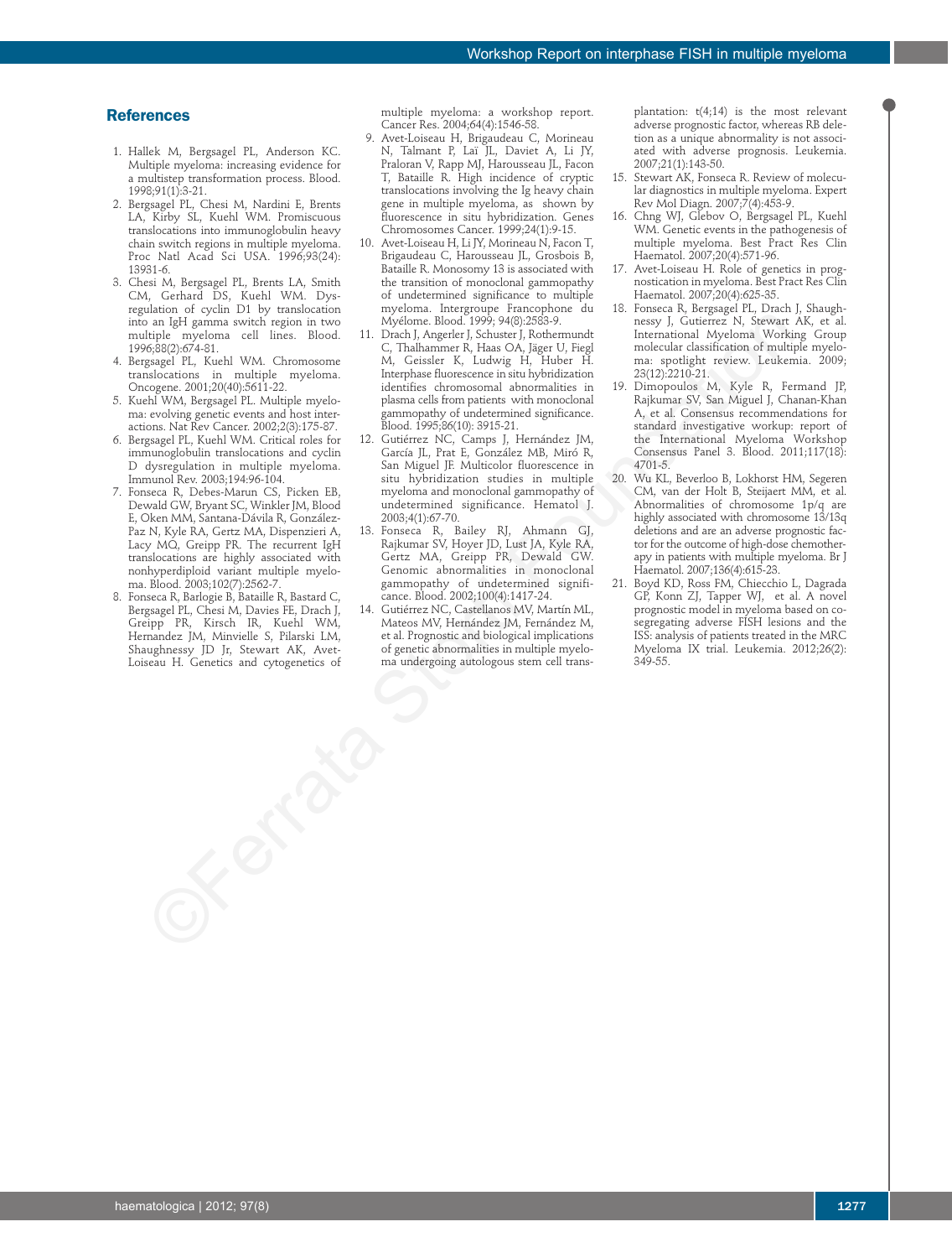## References

1. Hallek M, Bergsagel PL, Anderson KC. Multiple myeloma: increasing evidence for a multistep transformation process. Blood. 1998;91(1):3-21.
2. Bergsagel PL, Chesi M, Nardini E, Brents LA, Kirby SL, Kuehl WM. Promiscuous translocations into immunoglobulin heavy chain switch regions in multiple myeloma. Proc Natl Acad Sci USA. 1996;93(24):13931-6.
3. Chesi M, Bergsagel PL, Brents LA, Smith CM, Gerhard DS, Kuehl WM. Dysregulation of cyclin D1 by translocation into an IgH gamma switch region in two multiple myeloma cell lines. Blood. 1996;88(2):674-81.
4. Bergsagel PL, Kuehl WM. Chromosome translocations in multiple myeloma. Oncogene. 2001;20(40):5611-22.
5. Kuehl WM, Bergsagel PL. Multiple myeloma: evolving genetic events and host interactions. Nat Rev Cancer. 2002;2(3):175-87.
6. Bergsagel PL, Kuehl WM. Critical roles for immunoglobulin translocations and cyclin D dysregulation in multiple myeloma. Immunol Rev. 2003;194:96-104.
7. Fonseca R, Debes-Marun CS, Picken EB, Dewald GW, Bryant SC, Winkler JM, Blood E, Oken MM, Santana-Dávila R, González-Paz N, Kyle RA, Gertz MA, Dispenzieri A, Lacy MQ, Greipp PR. The recurrent IgH translocations are highly associated with nonhyperdiploid variant multiple myeloma. Blood. 2003;102(7):2562-7.
8. Fonseca R, Barlogie B, Bataille R, Bastard C, Bergsagel PL, Chesi M, Davies FE, Drach J, Greipp PR, Kirsch IR, Kuehl WM, Hernandez JM, Minvielle S, Pilarski LM, Shaughnessy JD Jr, Stewart AK, Avet-Loiseau H. Genetics and cytogenetics of multiple myeloma: a workshop report. Cancer Res. 2004;64(4):1546-58.
9. Avet-Loiseau H, Brigaudeau C, Morineau N, Talmant P, Laï JL, Daviet A, Li JY, Praloran V, Rapp MJ, Harousseau JL, Facon T, Bataille R. High incidence of cryptic translocations involving the Ig heavy chain gene in multiple myeloma, as shown by fluorescence in situ hybridization. Genes Chromosomes Cancer. 1999;24(1):9-15.
10. Avet-Loiseau H, Li JY, Morineau N, Facon T, Brigaudeau C, Harousseau JL, Grosbois B, Bataille R. Monosomy 13 is associated with the transition of monoclonal gammopathy of undetermined significance to multiple myeloma. Intergroupe Francophone du Myélome. Blood. 1999; 94(8):2583-9.
11. Drach J, Angerler J, Schuster J, Rothermundt C, Thalhammer R, Haas OA, Jäger U, Fiegl M, Geissler K, Ludwig H, Huber H. Interphase fluorescence in situ hybridization identifies chromosomal abnormalities in plasma cells from patients with monoclonal gammopathy of undetermined significance. Blood. 1995;86(10): 3915-21.
12. Gutiérrez NC, Camps J, Hernández JM, García JL, Prat E, González MB, Miró R, San Miguel JF. Multicolor fluorescence in situ hybridization studies in multiple myeloma and monoclonal gammopathy of undetermined significance. Hematol J. 2003;4(1):67-70.
13. Fonseca R, Bailey RJ, Ahmann GJ, Rajkumar SV, Hoyer JD, Lust JA, Kyle RA, Gertz MA, Greipp PR, Dewald GW. Genomic abnormalities in monoclonal gammopathy of undetermined significance. Blood. 2002;100(4):1417-24.
14. Gutiérrez NC, Castellanos MV, Martín ML, Mateos MV, Hernández JM, Fernández M, et al. Prognostic and biological implications of genetic abnormalities in multiple myeloma undergoing autologous stem cell transplantation: t(4;14) is the most relevant adverse prognostic factor, whereas RB deletion as a unique abnormality is not associated with adverse prognosis. Leukemia. 2007;21(1):143-50.
15. Stewart AK, Fonseca R. Review of molecular diagnostics in multiple myeloma. Expert Rev Mol Diagn. 2007;7(4):453-9.
16. Chng WJ, Glebov O, Bergsagel PL, Kuehl WM. Genetic events in the pathogenesis of multiple myeloma. Best Pract Res Clin Haematol. 2007;20(4):571-96.
17. Avet-Loiseau H. Role of genetics in prognostication in myeloma. Best Pract Res Clin Haematol. 2007;20(4):625-35.
18. Fonseca R, Bergsagel PL, Drach J, Shaughnessy J, Gutierrez N, Stewart AK, et al. International Myeloma Working Group molecular classification of multiple myeloma: spotlight review. Leukemia. 2009; 23(12):2210-21.
19. Dimopoulos M, Kyle R, Fermand JP, Rajkumar SV, San Miguel J, Chanan-Khan A, et al. Consensus recommendations for standard investigative workup: report of the International Myeloma Workshop Consensus Panel 3. Blood. 2011;117(18): 4701-5.
20. Wu KL, Beverloo B, Lokhorst HM, Segeren CM, van der Holt B, Steijaert MM, et al. Abnormalities of chromosome 1p/q are highly associated with chromosome 13/13q deletions and are an adverse prognostic factor for the outcome of high-dose chemotherapy in patients with multiple myeloma. Br J Haematol. 2007;136(4):615-23.
21. Boyd KD, Ross FM, Chiecchio L, Dagrada GP, Konn ZJ, Tapper WJ, et al. A novel prognostic model in myeloma based on co-segregating adverse FISH lesions and the ISS: analysis of patients treated in the MRC Myeloma IX trial. Leukemia. 2012;26(2): 349-55.